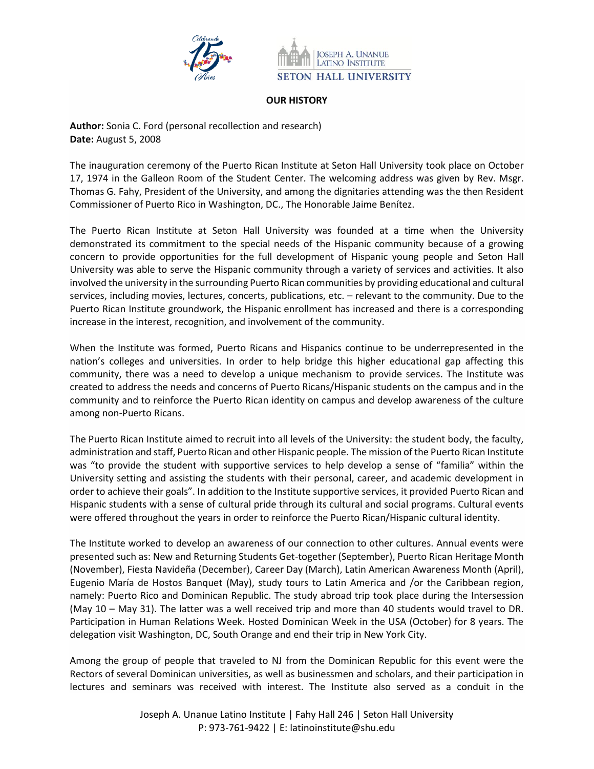# OUR HISTORY

**Author:** Sonia C. Ford (personal recollection and research)
**Date:** August 5, 2008

The inauguration ceremony of the Puerto Rican Institute at Seton Hall University took place on October 17, 1974 in the Galleon Room of the Student Center. The welcoming address was given by Rev. Msgr. Thomas G. Fahy, President of the University, and among the dignitaries attending was the then Resident Commissioner of Puerto Rico in Washington, DC., The Honorable Jaime Benítez.

The Puerto Rican Institute at Seton Hall University was founded at a time when the University demonstrated its commitment to the special needs of the Hispanic community because of a growing concern to provide opportunities for the full development of Hispanic young people and Seton Hall University was able to serve the Hispanic community through a variety of services and activities. It also involved the university in the surrounding Puerto Rican communities by providing educational and cultural services, including movies, lectures, concerts, publications, etc. – relevant to the community. Due to the Puerto Rican Institute groundwork, the Hispanic enrollment has increased and there is a corresponding increase in the interest, recognition, and involvement of the community.

When the Institute was formed, Puerto Ricans and Hispanics continue to be underrepresented in the nation's colleges and universities. In order to help bridge this higher educational gap affecting this community, there was a need to develop a unique mechanism to provide services. The Institute was created to address the needs and concerns of Puerto Ricans/Hispanic students on the campus and in the community and to reinforce the Puerto Rican identity on campus and develop awareness of the culture among non-Puerto Ricans.

The Puerto Rican Institute aimed to recruit into all levels of the University: the student body, the faculty, administration and staff, Puerto Rican and other Hispanic people. The mission of the Puerto Rican Institute was "to provide the student with supportive services to help develop a sense of "familia" within the University setting and assisting the students with their personal, career, and academic development in order to achieve their goals". In addition to the Institute supportive services, it provided Puerto Rican and Hispanic students with a sense of cultural pride through its cultural and social programs. Cultural events were offered throughout the years in order to reinforce the Puerto Rican/Hispanic cultural identity.

The Institute worked to develop an awareness of our connection to other cultures. Annual events were presented such as: New and Returning Students Get-together (September), Puerto Rican Heritage Month (November), Fiesta Navideña (December), Career Day (March), Latin American Awareness Month (April), Eugenio María de Hostos Banquet (May), study tours to Latin America and /or the Caribbean region, namely: Puerto Rico and Dominican Republic. The study abroad trip took place during the Intersession (May 10 – May 31). The latter was a well received trip and more than 40 students would travel to DR. Participation in Human Relations Week. Hosted Dominican Week in the USA (October) for 8 years. The delegation visit Washington, DC, South Orange and end their trip in New York City.

Among the group of people that traveled to NJ from the Dominican Republic for this event were the Rectors of several Dominican universities, as well as businessmen and scholars, and their participation in lectures and seminars was received with interest. The Institute also served as a conduit in the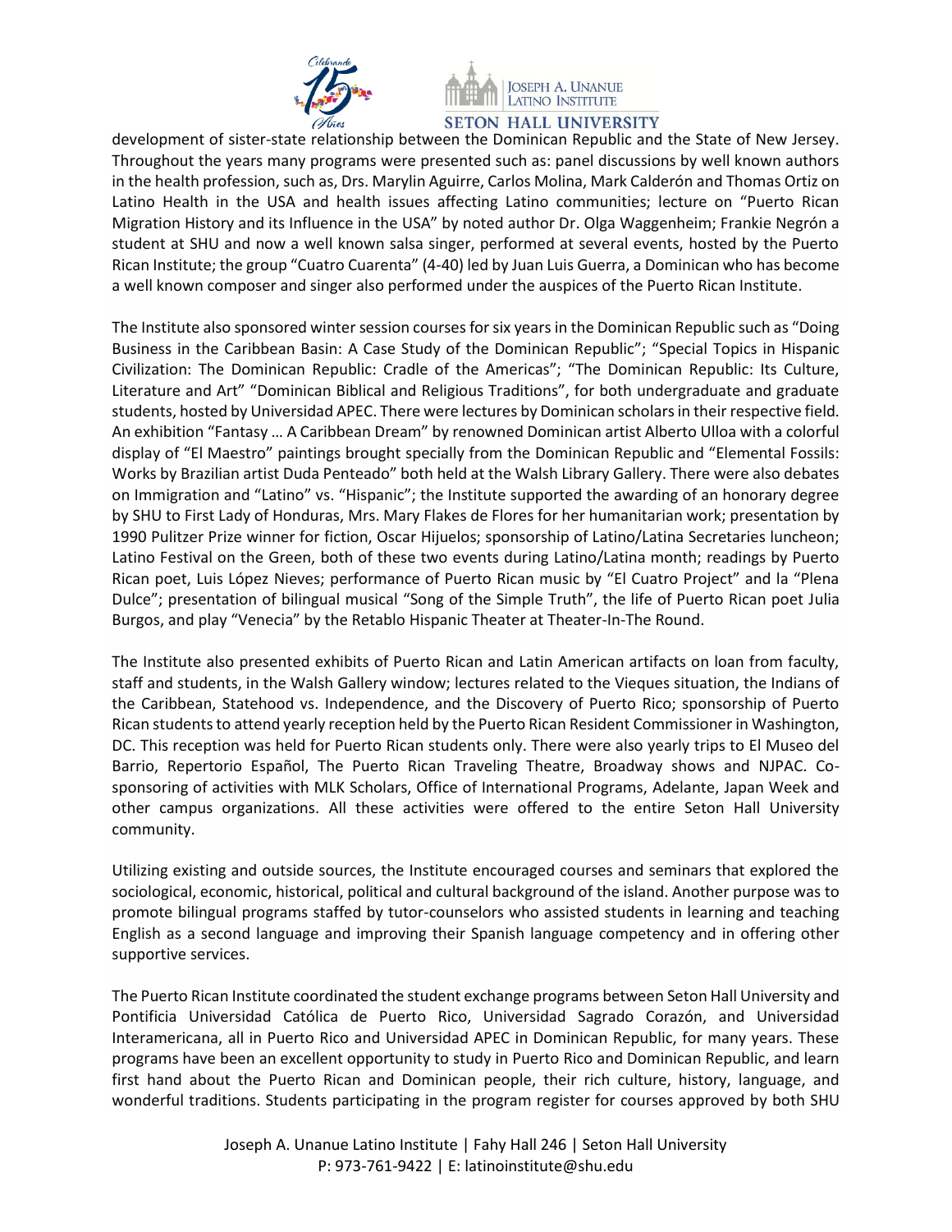development of sister-state relationship between the Dominican Republic and the State of New Jersey. Throughout the years many programs were presented such as: panel discussions by well known authors in the health profession, such as, Drs. Marylin Aguirre, Carlos Molina, Mark Calderón and Thomas Ortiz on Latino Health in the USA and health issues affecting Latino communities; lecture on "Puerto Rican Migration History and its Influence in the USA" by noted author Dr. Olga Waggenheim; Frankie Negrón a student at SHU and now a well known salsa singer, performed at several events, hosted by the Puerto Rican Institute; the group "Cuatro Cuarenta" (4-40) led by Juan Luis Guerra, a Dominican who has become a well known composer and singer also performed under the auspices of the Puerto Rican Institute.

The Institute also sponsored winter session courses for six years in the Dominican Republic such as "Doing Business in the Caribbean Basin: A Case Study of the Dominican Republic"; "Special Topics in Hispanic Civilization: The Dominican Republic: Cradle of the Americas"; "The Dominican Republic: Its Culture, Literature and Art" "Dominican Biblical and Religious Traditions", for both undergraduate and graduate students, hosted by Universidad APEC. There were lectures by Dominican scholars in their respective field. An exhibition "Fantasy … A Caribbean Dream" by renowned Dominican artist Alberto Ulloa with a colorful display of "El Maestro" paintings brought specially from the Dominican Republic and "Elemental Fossils: Works by Brazilian artist Duda Penteado" both held at the Walsh Library Gallery. There were also debates on Immigration and "Latino" vs. "Hispanic"; the Institute supported the awarding of an honorary degree by SHU to First Lady of Honduras, Mrs. Mary Flakes de Flores for her humanitarian work; presentation by 1990 Pulitzer Prize winner for fiction, Oscar Hijuelos; sponsorship of Latino/Latina Secretaries luncheon; Latino Festival on the Green, both of these two events during Latino/Latina month; readings by Puerto Rican poet, Luis López Nieves; performance of Puerto Rican music by "El Cuatro Project" and la "Plena Dulce"; presentation of bilingual musical "Song of the Simple Truth", the life of Puerto Rican poet Julia Burgos, and play "Venecia" by the Retablo Hispanic Theater at Theater-In-The Round.

The Institute also presented exhibits of Puerto Rican and Latin American artifacts on loan from faculty, staff and students, in the Walsh Gallery window; lectures related to the Vieques situation, the Indians of the Caribbean, Statehood vs. Independence, and the Discovery of Puerto Rico; sponsorship of Puerto Rican students to attend yearly reception held by the Puerto Rican Resident Commissioner in Washington, DC. This reception was held for Puerto Rican students only. There were also yearly trips to El Museo del Barrio, Repertorio Español, The Puerto Rican Traveling Theatre, Broadway shows and NJPAC. Co-sponsoring of activities with MLK Scholars, Office of International Programs, Adelante, Japan Week and other campus organizations. All these activities were offered to the entire Seton Hall University community.

Utilizing existing and outside sources, the Institute encouraged courses and seminars that explored the sociological, economic, historical, political and cultural background of the island. Another purpose was to promote bilingual programs staffed by tutor-counselors who assisted students in learning and teaching English as a second language and improving their Spanish language competency and in offering other supportive services.

The Puerto Rican Institute coordinated the student exchange programs between Seton Hall University and Pontificia Universidad Católica de Puerto Rico, Universidad Sagrado Corazón, and Universidad Interamericana, all in Puerto Rico and Universidad APEC in Dominican Republic, for many years. These programs have been an excellent opportunity to study in Puerto Rico and Dominican Republic, and learn first hand about the Puerto Rican and Dominican people, their rich culture, history, language, and wonderful traditions. Students participating in the program register for courses approved by both SHU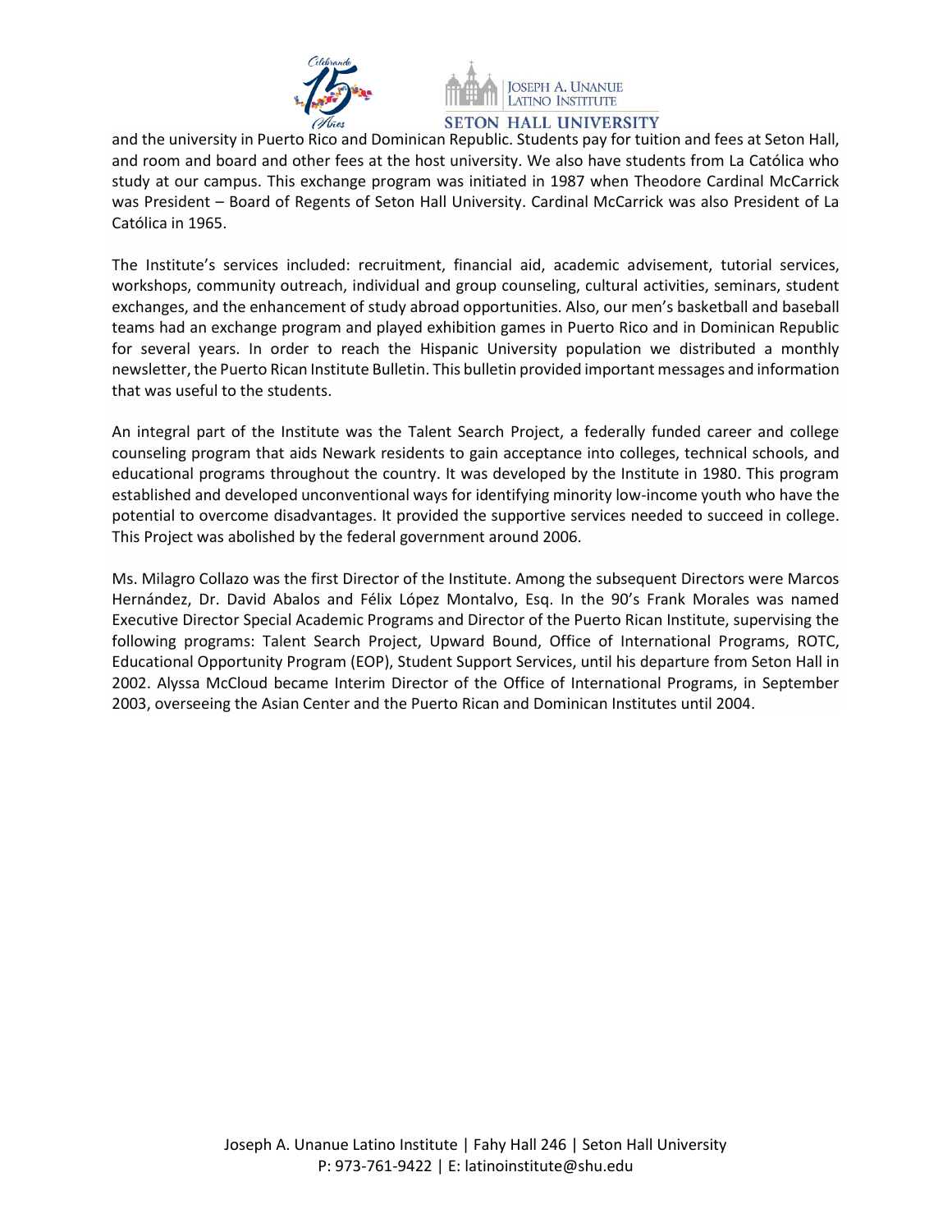and the university in Puerto Rico and Dominican Republic. Students pay for tuition and fees at Seton Hall, and room and board and other fees at the host university. We also have students from La Católica who study at our campus. This exchange program was initiated in 1987 when Theodore Cardinal McCarrick was President – Board of Regents of Seton Hall University. Cardinal McCarrick was also President of La Católica in 1965.

The Institute's services included: recruitment, financial aid, academic advisement, tutorial services, workshops, community outreach, individual and group counseling, cultural activities, seminars, student exchanges, and the enhancement of study abroad opportunities. Also, our men's basketball and baseball teams had an exchange program and played exhibition games in Puerto Rico and in Dominican Republic for several years. In order to reach the Hispanic University population we distributed a monthly newsletter, the Puerto Rican Institute Bulletin. This bulletin provided important messages and information that was useful to the students.

An integral part of the Institute was the Talent Search Project, a federally funded career and college counseling program that aids Newark residents to gain acceptance into colleges, technical schools, and educational programs throughout the country. It was developed by the Institute in 1980. This program established and developed unconventional ways for identifying minority low-income youth who have the potential to overcome disadvantages. It provided the supportive services needed to succeed in college. This Project was abolished by the federal government around 2006.

Ms. Milagro Collazo was the first Director of the Institute. Among the subsequent Directors were Marcos Hernández, Dr. David Abalos and Félix López Montalvo, Esq. In the 90's Frank Morales was named Executive Director Special Academic Programs and Director of the Puerto Rican Institute, supervising the following programs: Talent Search Project, Upward Bound, Office of International Programs, ROTC, Educational Opportunity Program (EOP), Student Support Services, until his departure from Seton Hall in 2002. Alyssa McCloud became Interim Director of the Office of International Programs, in September 2003, overseeing the Asian Center and the Puerto Rican and Dominican Institutes until 2004.